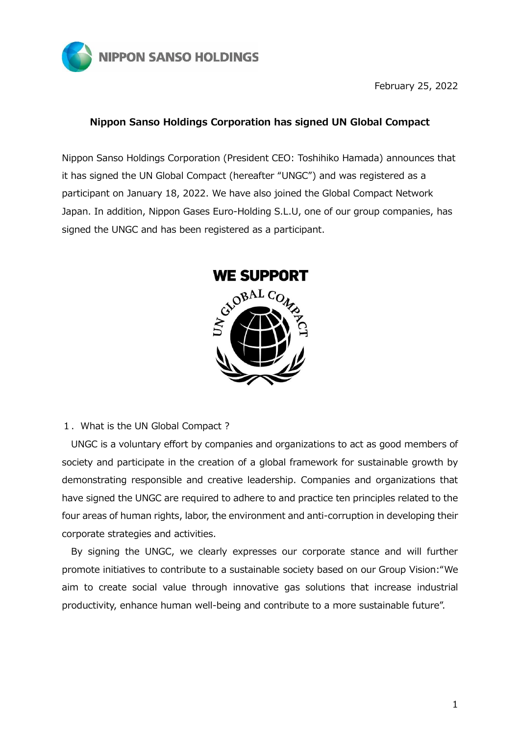NIPPON SANSO HOLDINGS

February 25, 2022

# Nippon Sanso Holdings Corporation has signed UN Global Compact

Nippon Sanso Holdings Corporation (President CEO: Toshihiko Hamada) announces that it has signed the UN Global Compact (hereafter "UNGC") and was registered as a participant on January 18, 2022. We have also joined the Global Compact Network Japan. In addition, Nippon Gases Euro-Holding S.L.U, one of our group companies, has signed the UNGC and has been registered as a participant.

WE SUPPORT

UN GLOBAL COMPACT

## 1. What is the UN Global Compact ?

UNGC is a voluntary effort by companies and organizations to act as good members of society and participate in the creation of a global framework for sustainable growth by demonstrating responsible and creative leadership. Companies and organizations that have signed the UNGC are required to adhere to and practice ten principles related to the four areas of human rights, labor, the environment and anti-corruption in developing their corporate strategies and activities.

By signing the UNGC, we clearly expresses our corporate stance and will further promote initiatives to contribute to a sustainable society based on our Group Vision:"We aim to create social value through innovative gas solutions that increase industrial productivity, enhance human well-being and contribute to a more sustainable future".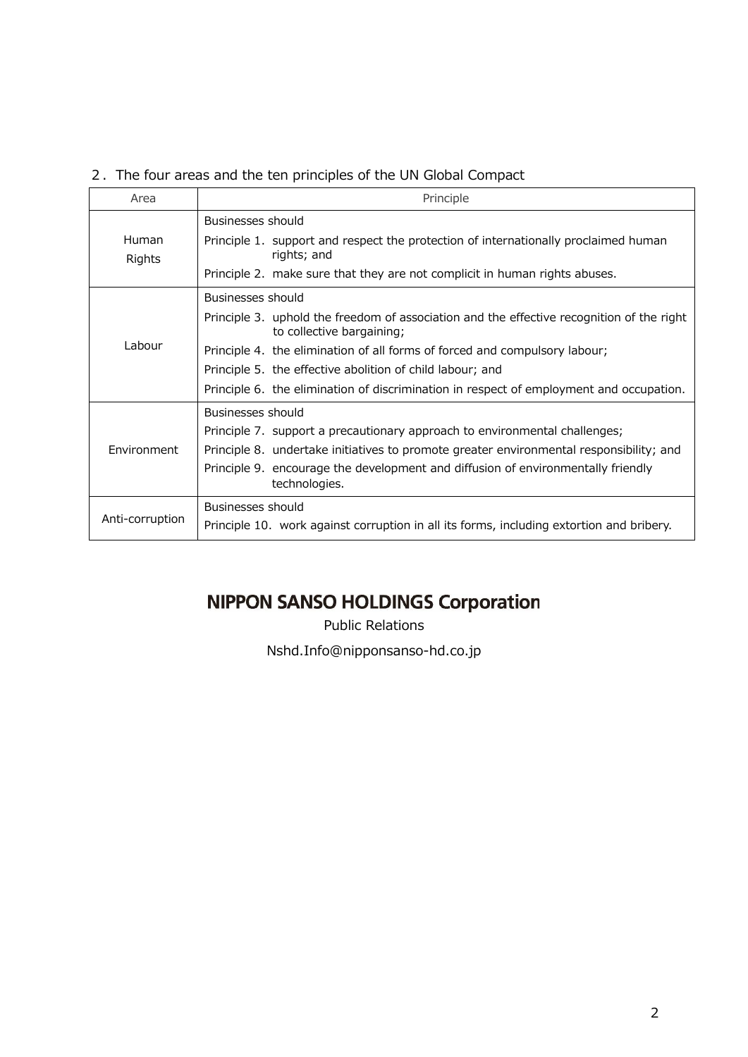2．The four areas and the ten principles of the UN Global Compact

| Area | Principle |
|---|---|
| Human Rights | Businesses should<br>Principle 1. support and respect the protection of internationally proclaimed human rights; and<br>Principle 2. make sure that they are not complicit in human rights abuses. |
| Labour | Businesses should<br>Principle 3. uphold the freedom of association and the effective recognition of the right to collective bargaining;<br>Principle 4. the elimination of all forms of forced and compulsory labour;<br>Principle 5. the effective abolition of child labour; and<br>Principle 6. the elimination of discrimination in respect of employment and occupation. |
| Environment | Businesses should<br>Principle 7. support a precautionary approach to environmental challenges;<br>Principle 8. undertake initiatives to promote greater environmental responsibility; and<br>Principle 9. encourage the development and diffusion of environmentally friendly technologies. |
| Anti-corruption | Businesses should<br>Principle 10. work against corruption in all its forms, including extortion and bribery. |

**NIPPON SANSO HOLDINGS Corporation**

Public Relations

Nshd.Info@nipponsanso-hd.co.jp